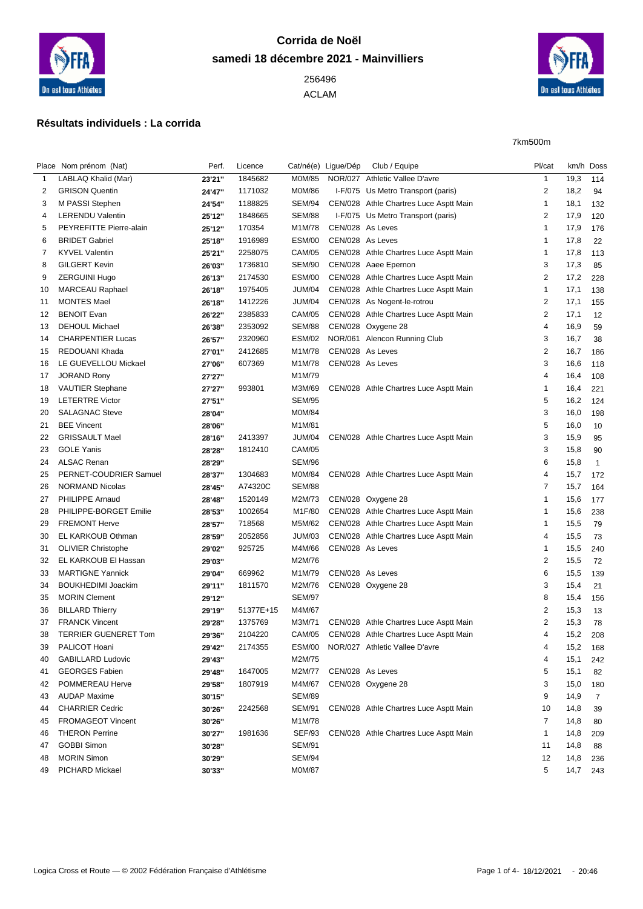# Corrida de Noël

## samedi 18 décembre 2021 - Mainvilliers

256496

ACLAM

### Résultats individuels : La corrida

7km500m

| Place | Nom prénom (Nat) | Perf. | Licence | Cat/né(e) | Ligue/Dép | Club / Equipe | Pl/cat | km/h | Doss |
|---|---|---|---|---|---|---|---|---|---|
| 1 | LABLAQ Khalid (Mar) | **23'21''** | 1845682 | M0M/85 | NOR/027 | Athletic Vallee D'avre | 1 | 19,3 | 114 |
| 2 | GRISON Quentin | **24'47''** | 1171032 | M0M/86 | I-F/075 | Us Metro Transport (paris) | 2 | 18,2 | 94 |
| 3 | M PASSI Stephen | **24'54''** | 1188825 | SEM/94 | CEN/028 | Athle Chartres Luce Asptt Main | 1 | 18,1 | 132 |
| 4 | LERENDU Valentin | **25'12''** | 1848665 | SEM/88 | I-F/075 | Us Metro Transport (paris) | 2 | 17,9 | 120 |
| 5 | PEYREFITTE Pierre-alain | **25'12''** | 170354 | M1M/78 | CEN/028 | As Leves | 1 | 17,9 | 176 |
| 6 | BRIDET Gabriel | **25'18''** | 1916989 | ESM/00 | CEN/028 | As Leves | 1 | 17,8 | 22 |
| 7 | KYVEL Valentin | **25'21''** | 2258075 | CAM/05 | CEN/028 | Athle Chartres Luce Asptt Main | 1 | 17,8 | 113 |
| 8 | GILGERT Kevin | **26'03''** | 1736810 | SEM/90 | CEN/028 | Aaee Epernon | 3 | 17,3 | 85 |
| 9 | ZERGUINI Hugo | **26'13''** | 2174530 | ESM/00 | CEN/028 | Athle Chartres Luce Asptt Main | 2 | 17,2 | 228 |
| 10 | MARCEAU Raphael | **26'18''** | 1975405 | JUM/04 | CEN/028 | Athle Chartres Luce Asptt Main | 1 | 17,1 | 138 |
| 11 | MONTES Mael | **26'18''** | 1412226 | JUM/04 | CEN/028 | As Nogent-le-rotrou | 2 | 17,1 | 155 |
| 12 | BENOIT Evan | **26'22''** | 2385833 | CAM/05 | CEN/028 | Athle Chartres Luce Asptt Main | 2 | 17,1 | 12 |
| 13 | DEHOUL Michael | **26'38''** | 2353092 | SEM/88 | CEN/028 | Oxygene 28 | 4 | 16,9 | 59 |
| 14 | CHARPENTIER Lucas | **26'57''** | 2320960 | ESM/02 | NOR/061 | Alencon Running Club | 3 | 16,7 | 38 |
| 15 | REDOUANI Khada | **27'01''** | 2412685 | M1M/78 | CEN/028 | As Leves | 2 | 16,7 | 186 |
| 16 | LE GUEVELLOU Mickael | **27'06''** | 607369 | M1M/78 | CEN/028 | As Leves | 3 | 16,6 | 118 |
| 17 | JORAND Rony | **27'27''** | | M1M/79 | | | 4 | 16,4 | 108 |
| 18 | VAUTIER Stephane | **27'27''** | 993801 | M3M/69 | CEN/028 | Athle Chartres Luce Asptt Main | 1 | 16,4 | 221 |
| 19 | LETERTRE Victor | **27'51''** | | SEM/95 | | | 5 | 16,2 | 124 |
| 20 | SALAGNAC Steve | **28'04''** | | M0M/84 | | | 3 | 16,0 | 198 |
| 21 | BEE Vincent | **28'06''** | | M1M/81 | | | 5 | 16,0 | 10 |
| 22 | GRISSAULT Mael | **28'16''** | 2413397 | JUM/04 | CEN/028 | Athle Chartres Luce Asptt Main | 3 | 15,9 | 95 |
| 23 | GOLE Yanis | **28'28''** | 1812410 | CAM/05 | | | 3 | 15,8 | 90 |
| 24 | ALSAC Renan | **28'29''** | | SEM/96 | | | 6 | 15,8 | 1 |
| 25 | PERNET-COUDRIER Samuel | **28'37''** | 1304683 | M0M/84 | CEN/028 | Athle Chartres Luce Asptt Main | 4 | 15,7 | 172 |
| 26 | NORMAND Nicolas | **28'45''** | A74320C | SEM/88 | | | 7 | 15,7 | 164 |
| 27 | PHILIPPE Arnaud | **28'48''** | 1520149 | M2M/73 | CEN/028 | Oxygene 28 | 1 | 15,6 | 177 |
| 28 | PHILIPPE-BORGET Emilie | **28'53''** | 1002654 | M1F/80 | CEN/028 | Athle Chartres Luce Asptt Main | 1 | 15,6 | 238 |
| 29 | FREMONT Herve | **28'57''** | 718568 | M5M/62 | CEN/028 | Athle Chartres Luce Asptt Main | 1 | 15,5 | 79 |
| 30 | EL KARKOUB Othman | **28'59''** | 2052856 | JUM/03 | CEN/028 | Athle Chartres Luce Asptt Main | 4 | 15,5 | 73 |
| 31 | OLIVIER Christophe | **29'02''** | 925725 | M4M/66 | CEN/028 | As Leves | 1 | 15,5 | 240 |
| 32 | EL KARKOUB El Hassan | **29'03''** | | M2M/76 | | | 2 | 15,5 | 72 |
| 33 | MARTIGNE Yannick | **29'04''** | 669962 | M1M/79 | CEN/028 | As Leves | 6 | 15,5 | 139 |
| 34 | BOUKHEDIMI Joackim | **29'11''** | 1811570 | M2M/76 | CEN/028 | Oxygene 28 | 3 | 15,4 | 21 |
| 35 | MORIN Clement | **29'12''** | | SEM/97 | | | 8 | 15,4 | 156 |
| 36 | BILLARD Thierry | **29'19''** | 51377E+15 | M4M/67 | | | 2 | 15,3 | 13 |
| 37 | FRANCK Vincent | **29'28''** | 1375769 | M3M/71 | CEN/028 | Athle Chartres Luce Asptt Main | 2 | 15,3 | 78 |
| 38 | TERRIER GUENERET Tom | **29'36''** | 2104220 | CAM/05 | CEN/028 | Athle Chartres Luce Asptt Main | 4 | 15,2 | 208 |
| 39 | PALICOT Hoani | **29'42''** | 2174355 | ESM/00 | NOR/027 | Athletic Vallee D'avre | 4 | 15,2 | 168 |
| 40 | GABILLAUD Ludovic | **29'43''** | | M2M/75 | | | 4 | 15,1 | 242 |
| 41 | GEORGES Fabien | **29'48''** | 1647005 | M2M/77 | CEN/028 | As Leves | 5 | 15,1 | 82 |
| 42 | POMMEREAU Herve | **29'58''** | 1807919 | M4M/67 | CEN/028 | Oxygene 28 | 3 | 15,0 | 180 |
| 43 | AUDAP Maxime | **30'15''** | | SEM/89 | | | 9 | 14,9 | 7 |
| 44 | CHARRIER Cedric | **30'26''** | 2242568 | SEM/91 | CEN/028 | Athle Chartres Luce Asptt Main | 10 | 14,8 | 39 |
| 45 | FROMAGEOT Vincent | **30'26''** | | M1M/78 | | | 7 | 14,8 | 80 |
| 46 | THERON Perrine | **30'27''** | 1981636 | SEF/93 | CEN/028 | Athle Chartres Luce Asptt Main | 1 | 14,8 | 209 |
| 47 | GOBBI Simon | **30'28''** | | SEM/91 | | | 11 | 14,8 | 88 |
| 48 | MORIN Simon | **30'29''** | | SEM/94 | | | 12 | 14,8 | 236 |
| 49 | PICHARD Mickael | **30'33''** | | M0M/87 | | | 5 | 14,7 | 243 |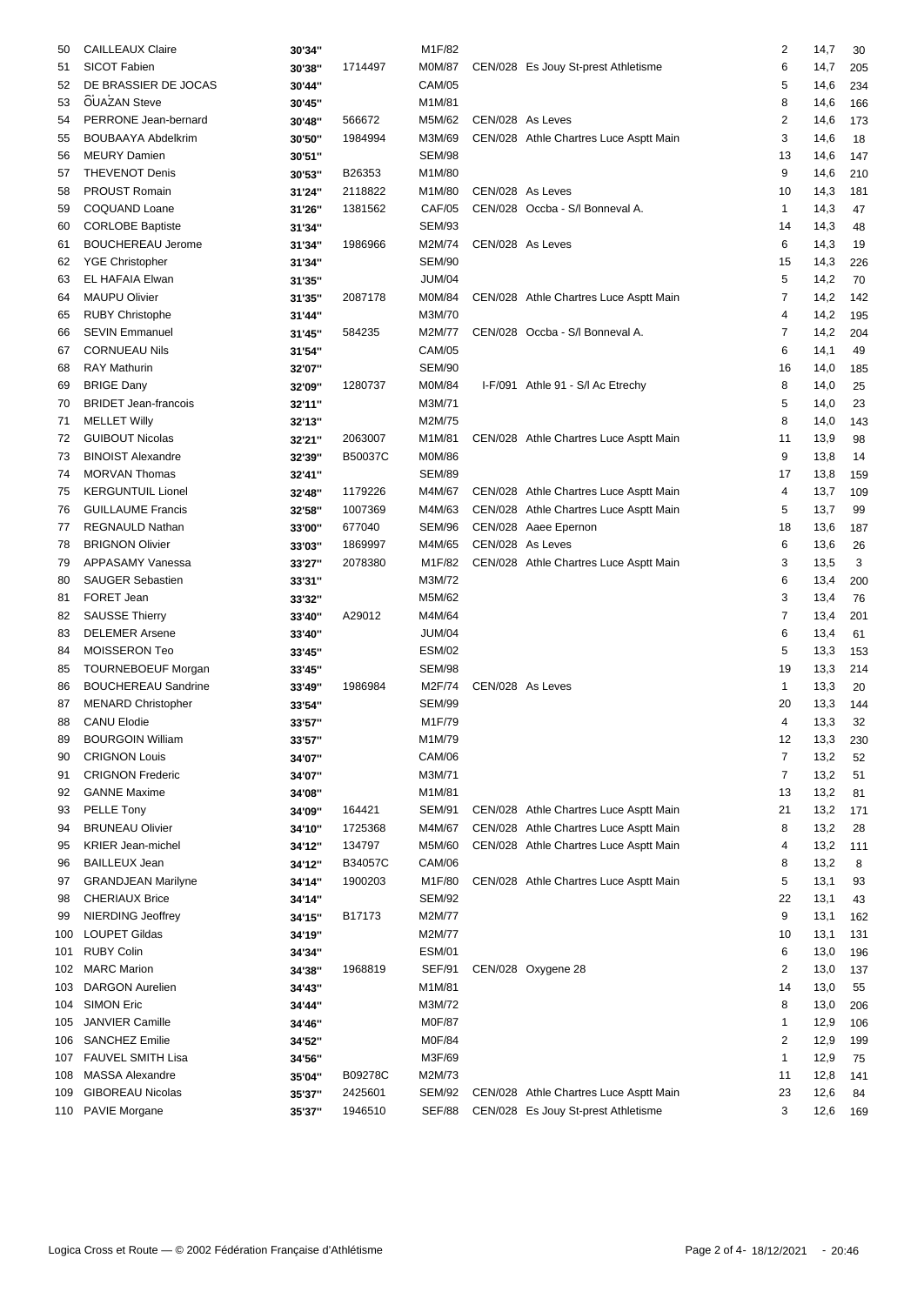| | | | | | | | | |
|---|---|---|---|---|---|---|---|---|
| 50 | CAILLEAUX Claire | 30'34'' | | M1F/82 | | 2 | 14,7 | 30 |
| 51 | SICOT Fabien | 30'38'' | 1714497 | M0M/87 | CEN/028 Es Jouy St-prest Athletisme | 6 | 14,7 | 205 |
| 52 | DE BRASSIER DE JOCAS | 30'44'' | | CAM/05 | | 5 | 14,6 | 234 |
| 53 | ŌUAŻAN Steve | 30'45'' | | M1M/81 | | 8 | 14,6 | 166 |
| 54 | PERRONE Jean-bernard | 30'48'' | 566672 | M5M/62 | CEN/028 As Leves | 2 | 14,6 | 173 |
| 55 | BOUBAAYA Abdelkrim | 30'50'' | 1984994 | M3M/69 | CEN/028 Athle Chartres Luce Asptt Main | 3 | 14,6 | 18 |
| 56 | MEURY Damien | 30'51'' | | SEM/98 | | 13 | 14,6 | 147 |
| 57 | THEVENOT Denis | 30'53'' | B26353 | M1M/80 | | 9 | 14,6 | 210 |
| 58 | PROUST Romain | 31'24'' | 2118822 | M1M/80 | CEN/028 As Leves | 10 | 14,3 | 181 |
| 59 | COQUAND Loane | 31'26'' | 1381562 | CAF/05 | CEN/028 Occba - S/l Bonneval A. | 1 | 14,3 | 47 |
| 60 | CORLOBE Baptiste | 31'34'' | | SEM/93 | | 14 | 14,3 | 48 |
| 61 | BOUCHEREAU Jerome | 31'34'' | 1986966 | M2M/74 | CEN/028 As Leves | 6 | 14,3 | 19 |
| 62 | YGE Christopher | 31'34'' | | SEM/90 | | 15 | 14,3 | 226 |
| 63 | EL HAFAIA Elwan | 31'35'' | | JUM/04 | | 5 | 14,2 | 70 |
| 64 | MAUPU Olivier | 31'35'' | 2087178 | M0M/84 | CEN/028 Athle Chartres Luce Asptt Main | 7 | 14,2 | 142 |
| 65 | RUBY Christophe | 31'44'' | | M3M/70 | | 4 | 14,2 | 195 |
| 66 | SEVIN Emmanuel | 31'45'' | 584235 | M2M/77 | CEN/028 Occba - S/l Bonneval A. | 7 | 14,2 | 204 |
| 67 | CORNUEAU Nils | 31'54'' | | CAM/05 | | 6 | 14,1 | 49 |
| 68 | RAY Mathurin | 32'07'' | | SEM/90 | | 16 | 14,0 | 185 |
| 69 | BRIGE Dany | 32'09'' | 1280737 | M0M/84 | I-F/091 Athle 91 - S/l Ac Etrechy | 8 | 14,0 | 25 |
| 70 | BRIDET Jean-francois | 32'11'' | | M3M/71 | | 5 | 14,0 | 23 |
| 71 | MELLET Willy | 32'13'' | | M2M/75 | | 8 | 14,0 | 143 |
| 72 | GUIBOUT Nicolas | 32'21'' | 2063007 | M1M/81 | CEN/028 Athle Chartres Luce Asptt Main | 11 | 13,9 | 98 |
| 73 | BINOIST Alexandre | 32'39'' | B50037C | M0M/86 | | 9 | 13,8 | 14 |
| 74 | MORVAN Thomas | 32'41'' | | SEM/89 | | 17 | 13,8 | 159 |
| 75 | KERGUNTUIL Lionel | 32'48'' | 1179226 | M4M/67 | CEN/028 Athle Chartres Luce Asptt Main | 4 | 13,7 | 109 |
| 76 | GUILLAUME Francis | 32'58'' | 1007369 | M4M/63 | CEN/028 Athle Chartres Luce Asptt Main | 5 | 13,7 | 99 |
| 77 | REGNAULD Nathan | 33'00'' | 677040 | SEM/96 | CEN/028 Aaee Epernon | 18 | 13,6 | 187 |
| 78 | BRIGNON Olivier | 33'03'' | 1869997 | M4M/65 | CEN/028 As Leves | 6 | 13,6 | 26 |
| 79 | APPASAMY Vanessa | 33'27'' | 2078380 | M1F/82 | CEN/028 Athle Chartres Luce Asptt Main | 3 | 13,5 | 3 |
| 80 | SAUGER Sebastien | 33'31'' | | M3M/72 | | 6 | 13,4 | 200 |
| 81 | FORET Jean | 33'32'' | | M5M/62 | | 3 | 13,4 | 76 |
| 82 | SAUSSE Thierry | 33'40'' | A29012 | M4M/64 | | 7 | 13,4 | 201 |
| 83 | DELEMER Arsene | 33'40'' | | JUM/04 | | 6 | 13,4 | 61 |
| 84 | MOISSERON Teo | 33'45'' | | ESM/02 | | 5 | 13,3 | 153 |
| 85 | TOURNEBOEUF Morgan | 33'45'' | | SEM/98 | | 19 | 13,3 | 214 |
| 86 | BOUCHEREAU Sandrine | 33'49'' | 1986984 | M2F/74 | CEN/028 As Leves | 1 | 13,3 | 20 |
| 87 | MENARD Christopher | 33'54'' | | SEM/99 | | 20 | 13,3 | 144 |
| 88 | CANU Elodie | 33'57'' | | M1F/79 | | 4 | 13,3 | 32 |
| 89 | BOURGOIN William | 33'57'' | | M1M/79 | | 12 | 13,3 | 230 |
| 90 | CRIGNON Louis | 34'07'' | | CAM/06 | | 7 | 13,2 | 52 |
| 91 | CRIGNON Frederic | 34'07'' | | M3M/71 | | 7 | 13,2 | 51 |
| 92 | GANNE Maxime | 34'08'' | | M1M/81 | | 13 | 13,2 | 81 |
| 93 | PELLE Tony | 34'09'' | 164421 | SEM/91 | CEN/028 Athle Chartres Luce Asptt Main | 21 | 13,2 | 171 |
| 94 | BRUNEAU Olivier | 34'10'' | 1725368 | M4M/67 | CEN/028 Athle Chartres Luce Asptt Main | 8 | 13,2 | 28 |
| 95 | KRIER Jean-michel | 34'12'' | 134797 | M5M/60 | CEN/028 Athle Chartres Luce Asptt Main | 4 | 13,2 | 111 |
| 96 | BAILLEUX Jean | 34'12'' | B34057C | CAM/06 | | 8 | 13,2 | 8 |
| 97 | GRANDJEAN Marilyne | 34'14'' | 1900203 | M1F/80 | CEN/028 Athle Chartres Luce Asptt Main | 5 | 13,1 | 93 |
| 98 | CHERIAUX Brice | 34'14'' | | SEM/92 | | 22 | 13,1 | 43 |
| 99 | NIERDING Jeoffrey | 34'15'' | B17173 | M2M/77 | | 9 | 13,1 | 162 |
| 100 | LOUPET Gildas | 34'19'' | | M2M/77 | | 10 | 13,1 | 131 |
| 101 | RUBY Colin | 34'34'' | | ESM/01 | | 6 | 13,0 | 196 |
| 102 | MARC Marion | 34'38'' | 1968819 | SEF/91 | CEN/028 Oxygene 28 | 2 | 13,0 | 137 |
| 103 | DARGON Aurelien | 34'43'' | | M1M/81 | | 14 | 13,0 | 55 |
| 104 | SIMON Eric | 34'44'' | | M3M/72 | | 8 | 13,0 | 206 |
| 105 | JANVIER Camille | 34'46'' | | M0F/87 | | 1 | 12,9 | 106 |
| 106 | SANCHEZ Emilie | 34'52'' | | M0F/84 | | 2 | 12,9 | 199 |
| 107 | FAUVEL SMITH Lisa | 34'56'' | | M3F/69 | | 1 | 12,9 | 75 |
| 108 | MASSA Alexandre | 35'04'' | B09278C | M2M/73 | | 11 | 12,8 | 141 |
| 109 | GIBOREAU Nicolas | 35'37'' | 2425601 | SEM/92 | CEN/028 Athle Chartres Luce Asptt Main | 23 | 12,6 | 84 |
| 110 | PAVIE Morgane | 35'37'' | 1946510 | SEF/88 | CEN/028 Es Jouy St-prest Athletisme | 3 | 12,6 | 169 |

Logica Cross et Route — © 2002 Fédération Française d'Athlétisme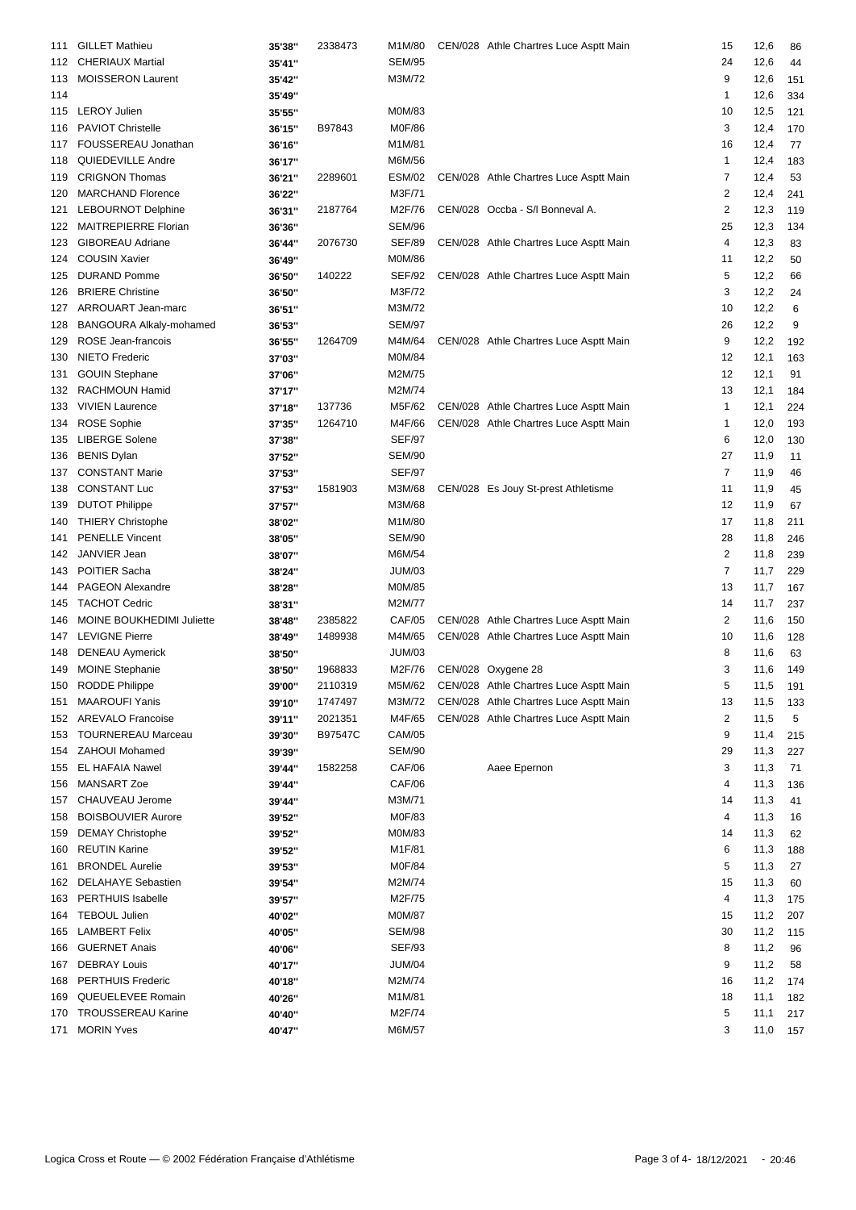| | | | | | | | | | |
|---|---|---|---|---|---|---|---|---|---|
| 111 | GILLET Mathieu | 35'38'' | 2338473 | M1M/80 | CEN/028 | Athle Chartres Luce Asptt Main | 15 | 12,6 | 86 |
| 112 | CHERIAUX Martial | 35'41'' | | SEM/95 | | | 24 | 12,6 | 44 |
| 113 | MOISSERON Laurent | 35'42'' | | M3M/72 | | | 9 | 12,6 | 151 |
| 114 | | 35'49'' | | | | | 1 | 12,6 | 334 |
| 115 | LEROY Julien | 35'55'' | | M0M/83 | | | 10 | 12,5 | 121 |
| 116 | PAVIOT Christelle | 36'15'' | B97843 | M0F/86 | | | 3 | 12,4 | 170 |
| 117 | FOUSSEREAU Jonathan | 36'16'' | | M1M/81 | | | 16 | 12,4 | 77 |
| 118 | QUIEDEVILLE Andre | 36'17'' | | M6M/56 | | | 1 | 12,4 | 183 |
| 119 | CRIGNON Thomas | 36'21'' | 2289601 | ESM/02 | CEN/028 | Athle Chartres Luce Asptt Main | 7 | 12,4 | 53 |
| 120 | MARCHAND Florence | 36'22'' | | M3F/71 | | | 2 | 12,4 | 241 |
| 121 | LEBOURNOT Delphine | 36'31'' | 2187764 | M2F/76 | CEN/028 | Occba - S/l Bonneval A. | 2 | 12,3 | 119 |
| 122 | MAITREPIERRE Florian | 36'36'' | | SEM/96 | | | 25 | 12,3 | 134 |
| 123 | GIBOREAU Adriane | 36'44'' | 2076730 | SEF/89 | CEN/028 | Athle Chartres Luce Asptt Main | 4 | 12,3 | 83 |
| 124 | COUSIN Xavier | 36'49'' | | M0M/86 | | | 11 | 12,2 | 50 |
| 125 | DURAND Pomme | 36'50'' | 140222 | SEF/92 | CEN/028 | Athle Chartres Luce Asptt Main | 5 | 12,2 | 66 |
| 126 | BRIERE Christine | 36'50'' | | M3F/72 | | | 3 | 12,2 | 24 |
| 127 | ARROUART Jean-marc | 36'51'' | | M3M/72 | | | 10 | 12,2 | 6 |
| 128 | BANGOURA Alkaly-mohamed | 36'53'' | | SEM/97 | | | 26 | 12,2 | 9 |
| 129 | ROSE Jean-francois | 36'55'' | 1264709 | M4M/64 | CEN/028 | Athle Chartres Luce Asptt Main | 9 | 12,2 | 192 |
| 130 | NIETO Frederic | 37'03'' | | M0M/84 | | | 12 | 12,1 | 163 |
| 131 | GOUIN Stephane | 37'06'' | | M2M/75 | | | 12 | 12,1 | 91 |
| 132 | RACHMOUN Hamid | 37'17'' | | M2M/74 | | | 13 | 12,1 | 184 |
| 133 | VIVIEN Laurence | 37'18'' | 137736 | M5F/62 | CEN/028 | Athle Chartres Luce Asptt Main | 1 | 12,1 | 224 |
| 134 | ROSE Sophie | 37'35'' | 1264710 | M4F/66 | CEN/028 | Athle Chartres Luce Asptt Main | 1 | 12,0 | 193 |
| 135 | LIBERGE Solene | 37'38'' | | SEF/97 | | | 6 | 12,0 | 130 |
| 136 | BENIS Dylan | 37'52'' | | SEM/90 | | | 27 | 11,9 | 11 |
| 137 | CONSTANT Marie | 37'53'' | | SEF/97 | | | 7 | 11,9 | 46 |
| 138 | CONSTANT Luc | 37'53'' | 1581903 | M3M/68 | CEN/028 | Es Jouy St-prest Athletisme | 11 | 11,9 | 45 |
| 139 | DUTOT Philippe | 37'57'' | | M3M/68 | | | 12 | 11,9 | 67 |
| 140 | THIERY Christophe | 38'02'' | | M1M/80 | | | 17 | 11,8 | 211 |
| 141 | PENELLE Vincent | 38'05'' | | SEM/90 | | | 28 | 11,8 | 246 |
| 142 | JANVIER Jean | 38'07'' | | M6M/54 | | | 2 | 11,8 | 239 |
| 143 | POITIER Sacha | 38'24'' | | JUM/03 | | | 7 | 11,7 | 229 |
| 144 | PAGEON Alexandre | 38'28'' | | M0M/85 | | | 13 | 11,7 | 167 |
| 145 | TACHOT Cedric | 38'31'' | | M2M/77 | | | 14 | 11,7 | 237 |
| 146 | MOINE BOUKHEDIMI Juliette | 38'48'' | 2385822 | CAF/05 | CEN/028 | Athle Chartres Luce Asptt Main | 2 | 11,6 | 150 |
| 147 | LEVIGNE Pierre | 38'49'' | 1489938 | M4M/65 | CEN/028 | Athle Chartres Luce Asptt Main | 10 | 11,6 | 128 |
| 148 | DENEAU Aymerick | 38'50'' | | JUM/03 | | | 8 | 11,6 | 63 |
| 149 | MOINE Stephanie | 38'50'' | 1968833 | M2F/76 | CEN/028 | Oxygene 28 | 3 | 11,6 | 149 |
| 150 | RODDE Philippe | 39'00'' | 2110319 | M5M/62 | CEN/028 | Athle Chartres Luce Asptt Main | 5 | 11,5 | 191 |
| 151 | MAAROUFI Yanis | 39'10'' | 1747497 | M3M/72 | CEN/028 | Athle Chartres Luce Asptt Main | 13 | 11,5 | 133 |
| 152 | AREVALO Francoise | 39'11'' | 2021351 | M4F/65 | CEN/028 | Athle Chartres Luce Asptt Main | 2 | 11,5 | 5 |
| 153 | TOURNEREAU Marceau | 39'30'' | B97547C | CAM/05 | | | 9 | 11,4 | 215 |
| 154 | ZAHOUI Mohamed | 39'39'' | | SEM/90 | | | 29 | 11,3 | 227 |
| 155 | EL HAFAIA Nawel | 39'44'' | 1582258 | CAF/06 | | Aaee Epernon | 3 | 11,3 | 71 |
| 156 | MANSART Zoe | 39'44'' | | CAF/06 | | | 4 | 11,3 | 136 |
| 157 | CHAUVEAU Jerome | 39'44'' | | M3M/71 | | | 14 | 11,3 | 41 |
| 158 | BOISBOUVIER Aurore | 39'52'' | | M0F/83 | | | 4 | 11,3 | 16 |
| 159 | DEMAY Christophe | 39'52'' | | M0M/83 | | | 14 | 11,3 | 62 |
| 160 | REUTIN Karine | 39'52'' | | M1F/81 | | | 6 | 11,3 | 188 |
| 161 | BRONDEL Aurelie | 39'53'' | | M0F/84 | | | 5 | 11,3 | 27 |
| 162 | DELAHAYE Sebastien | 39'54'' | | M2M/74 | | | 15 | 11,3 | 60 |
| 163 | PERTHUIS Isabelle | 39'57'' | | M2F/75 | | | 4 | 11,3 | 175 |
| 164 | TEBOUL Julien | 40'02'' | | M0M/87 | | | 15 | 11,2 | 207 |
| 165 | LAMBERT Felix | 40'05'' | | SEM/98 | | | 30 | 11,2 | 115 |
| 166 | GUERNET Anais | 40'06'' | | SEF/93 | | | 8 | 11,2 | 96 |
| 167 | DEBRAY Louis | 40'17'' | | JUM/04 | | | 9 | 11,2 | 58 |
| 168 | PERTHUIS Frederic | 40'18'' | | M2M/74 | | | 16 | 11,2 | 174 |
| 169 | QUEUELEVEE Romain | 40'26'' | | M1M/81 | | | 18 | 11,1 | 182 |
| 170 | TROUSSEREAU Karine | 40'40'' | | M2F/74 | | | 5 | 11,1 | 217 |
| 171 | MORIN Yves | 40'47'' | | M6M/57 | | | 3 | 11,0 | 157 |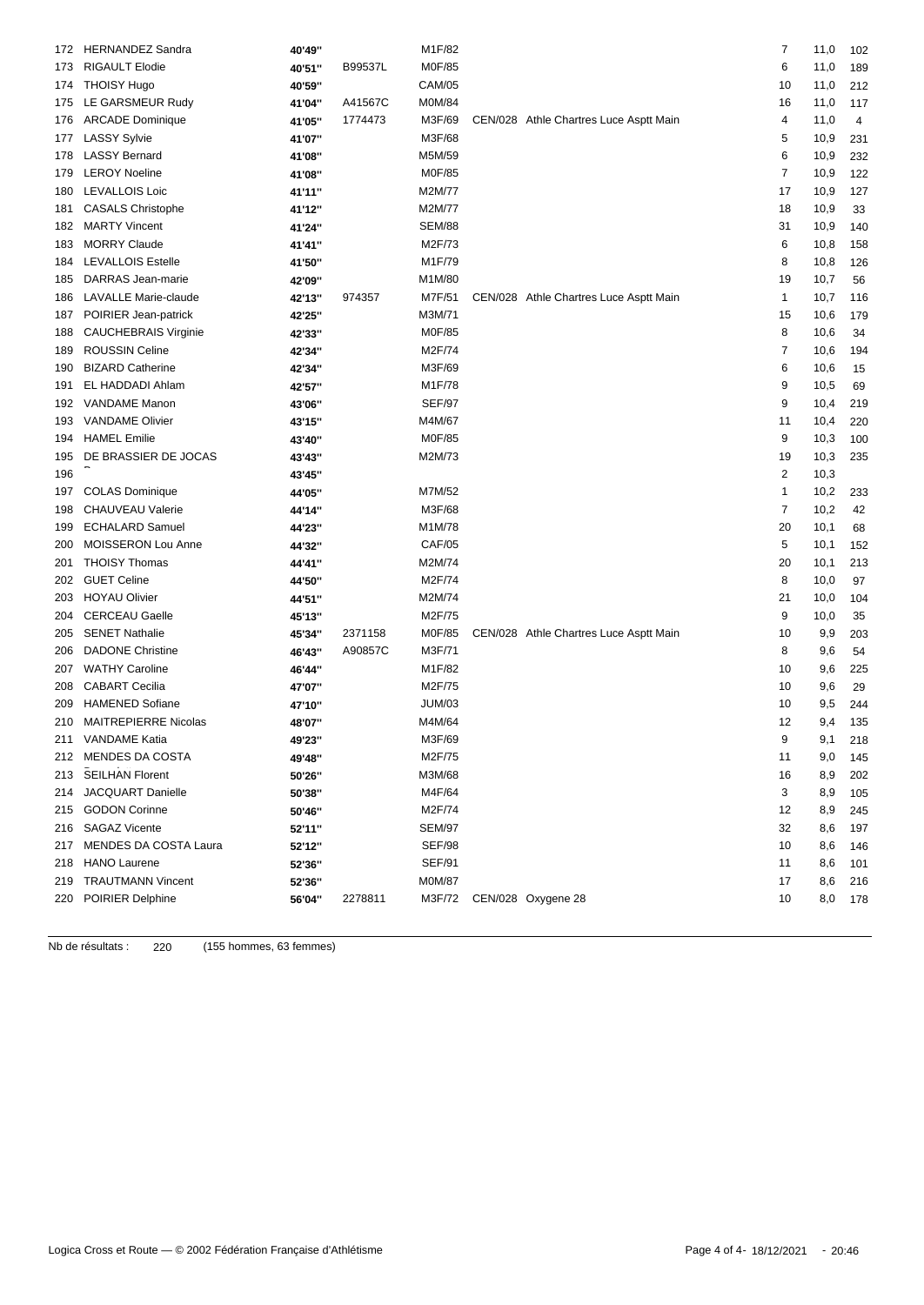| | | | | | | | | |
|---|---|---|---|---|---|---|---|---|
| 172 | HERNANDEZ Sandra | 40'49'' | | M1F/82 | | 7 | 11,0 | 102 |
| 173 | RIGAULT Elodie | 40'51'' | B99537L | M0F/85 | | 6 | 11,0 | 189 |
| 174 | THOISY Hugo | 40'59'' | | CAM/05 | | 10 | 11,0 | 212 |
| 175 | LE GARSMEUR Rudy | 41'04'' | A41567C | M0M/84 | | 16 | 11,0 | 117 |
| 176 | ARCADE Dominique | 41'05'' | 1774473 | M3F/69 | CEN/028 Athle Chartres Luce Asptt Main | 4 | 11,0 | 4 |
| 177 | LASSY Sylvie | 41'07'' | | M3F/68 | | 5 | 10,9 | 231 |
| 178 | LASSY Bernard | 41'08'' | | M5M/59 | | 6 | 10,9 | 232 |
| 179 | LEROY Noeline | 41'08'' | | M0F/85 | | 7 | 10,9 | 122 |
| 180 | LEVALLOIS Loic | 41'11'' | | M2M/77 | | 17 | 10,9 | 127 |
| 181 | CASALS Christophe | 41'12'' | | M2M/77 | | 18 | 10,9 | 33 |
| 182 | MARTY Vincent | 41'24'' | | SEM/88 | | 31 | 10,9 | 140 |
| 183 | MORRY Claude | 41'41'' | | M2F/73 | | 6 | 10,8 | 158 |
| 184 | LEVALLOIS Estelle | 41'50'' | | M1F/79 | | 8 | 10,8 | 126 |
| 185 | DARRAS Jean-marie | 42'09'' | | M1M/80 | | 19 | 10,7 | 56 |
| 186 | LAVALLE Marie-claude | 42'13'' | 974357 | M7F/51 | CEN/028 Athle Chartres Luce Asptt Main | 1 | 10,7 | 116 |
| 187 | POIRIER Jean-patrick | 42'25'' | | M3M/71 | | 15 | 10,6 | 179 |
| 188 | CAUCHEBRAIS Virginie | 42'33'' | | M0F/85 | | 8 | 10,6 | 34 |
| 189 | ROUSSIN Celine | 42'34'' | | M2F/74 | | 7 | 10,6 | 194 |
| 190 | BIZARD Catherine | 42'34'' | | M3F/69 | | 6 | 10,6 | 15 |
| 191 | EL HADDADI Ahlam | 42'57'' | | M1F/78 | | 9 | 10,5 | 69 |
| 192 | VANDAME Manon | 43'06'' | | SEF/97 | | 9 | 10,4 | 219 |
| 193 | VANDAME Olivier | 43'15'' | | M4M/67 | | 11 | 10,4 | 220 |
| 194 | HAMEL Emilie | 43'40'' | | M0F/85 | | 9 | 10,3 | 100 |
| 195 | DE BRASSIER DE JOCAS | 43'43'' | | M2M/73 | | 19 | 10,3 | 235 |
| 196 | | 43'45'' | | | | 2 | 10,3 | |
| 197 | COLAS Dominique | 44'05'' | | M7M/52 | | 1 | 10,2 | 233 |
| 198 | CHAUVEAU Valerie | 44'14'' | | M3F/68 | | 7 | 10,2 | 42 |
| 199 | ECHALARD Samuel | 44'23'' | | M1M/78 | | 20 | 10,1 | 68 |
| 200 | MOISSERON Lou Anne | 44'32'' | | CAF/05 | | 5 | 10,1 | 152 |
| 201 | THOISY Thomas | 44'41'' | | M2M/74 | | 20 | 10,1 | 213 |
| 202 | GUET Celine | 44'50'' | | M2F/74 | | 8 | 10,0 | 97 |
| 203 | HOYAU Olivier | 44'51'' | | M2M/74 | | 21 | 10,0 | 104 |
| 204 | CERCEAU Gaelle | 45'13'' | | M2F/75 | | 9 | 10,0 | 35 |
| 205 | SENET Nathalie | 45'34'' | 2371158 | M0F/85 | CEN/028 Athle Chartres Luce Asptt Main | 10 | 9,9 | 203 |
| 206 | DADONE Christine | 46'43'' | A90857C | M3F/71 | | 8 | 9,6 | 54 |
| 207 | WATHY Caroline | 46'44'' | | M1F/82 | | 10 | 9,6 | 225 |
| 208 | CABART Cecilia | 47'07'' | | M2F/75 | | 10 | 9,6 | 29 |
| 209 | HAMENED Sofiane | 47'10'' | | JUM/03 | | 10 | 9,5 | 244 |
| 210 | MAITREPIERRE Nicolas | 48'07'' | | M4M/64 | | 12 | 9,4 | 135 |
| 211 | VANDAME Katia | 49'23'' | | M3F/69 | | 9 | 9,1 | 218 |
| 212 | MENDES DA COSTA | 49'48'' | | M2F/75 | | 11 | 9,0 | 145 |
| 213 | SEILHAN Florent | 50'26'' | | M3M/68 | | 16 | 8,9 | 202 |
| 214 | JACQUART Danielle | 50'38'' | | M4F/64 | | 3 | 8,9 | 105 |
| 215 | GODON Corinne | 50'46'' | | M2F/74 | | 12 | 8,9 | 245 |
| 216 | SAGAZ Vicente | 52'11'' | | SEM/97 | | 32 | 8,6 | 197 |
| 217 | MENDES DA COSTA Laura | 52'12'' | | SEF/98 | | 10 | 8,6 | 146 |
| 218 | HANO Laurene | 52'36'' | | SEF/91 | | 11 | 8,6 | 101 |
| 219 | TRAUTMANN Vincent | 52'36'' | | M0M/87 | | 17 | 8,6 | 216 |
| 220 | POIRIER Delphine | 56'04'' | 2278811 | M3F/72 | CEN/028 Oxygene 28 | 10 | 8,0 | 178 |

Nb de résultats : 220 (155 hommes, 63 femmes)

Logica Cross et Route — © 2002 Fédération Française d'Athlétisme